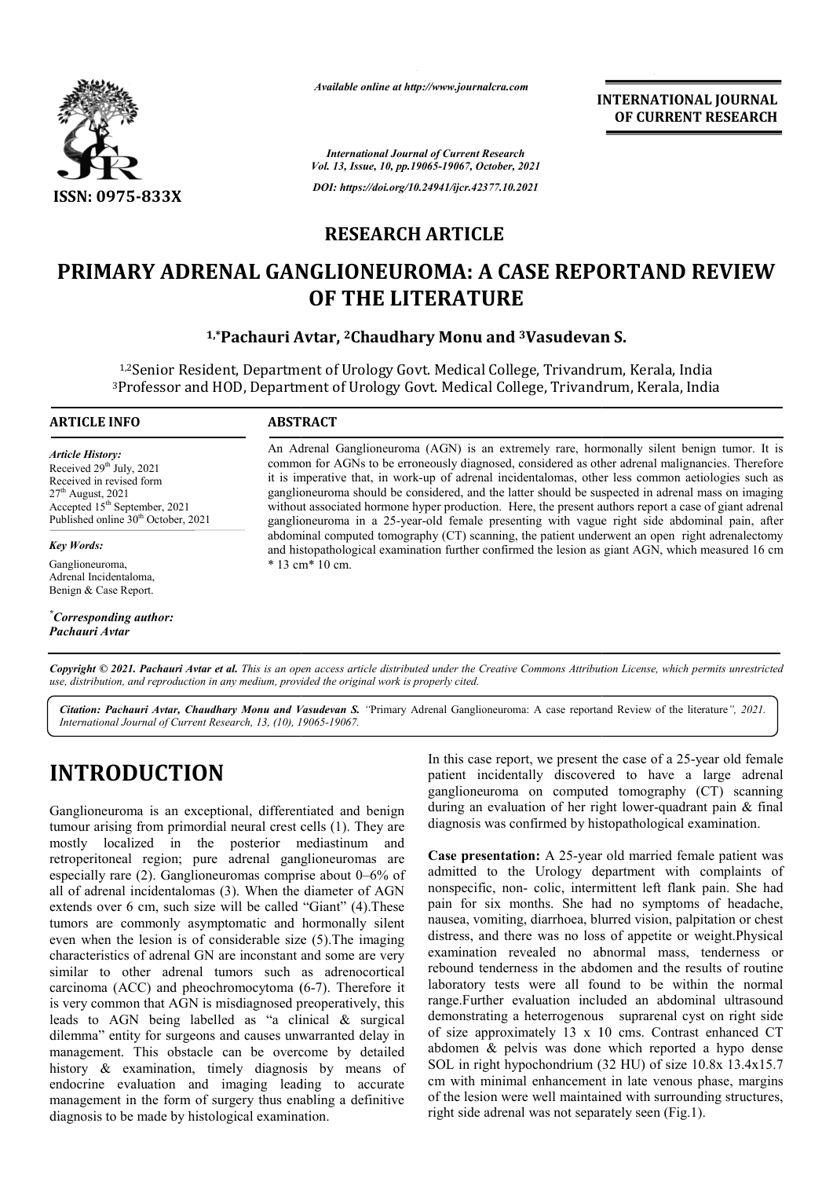*Available online at http://www.journalcra.com*

**INTERNATIONAL JOURNAL OF CURRENT RESEARCH**

*International Journal of Current Research*
*Vol. 13, Issue, 10, pp.19065-19067, October, 2021*

*DOI: https://doi.org/10.24941/ijcr.42377.10.2021*

**ISSN: 0975-833X**

**RESEARCH ARTICLE**

# PRIMARY ADRENAL GANGLIONEUROMA: A CASE REPORTAND REVIEW OF THE LITERATURE

**[1,*]Pachauri Avtar, [2]Chaudhary Monu and [3]Vasudevan S.**

[1,2]Senior Resident, Department of Urology Govt. Medical College, Trivandrum, Kerala, India
[3]Professor and HOD, Department of Urology Govt. Medical College, Trivandrum, Kerala, India

**ARTICLE INFO**

*Article History:*
Received 29[th] July, 2021
Received in revised form
27[th] August, 2021
Accepted 15[th] September, 2021
Published online 30[th] October, 2021

*Key Words:*
Ganglioneuroma,
Adrenal Incidentaloma,
Benign & Case Report.

*[*]Corresponding author:*
*Pachauri Avtar*

**ABSTRACT**

An Adrenal Ganglioneuroma (AGN) is an extremely rare, hormonally silent benign tumor. It is common for AGNs to be erroneously diagnosed, considered as other adrenal malignancies. Therefore it is imperative that, in work-up of adrenal incidentalomas, other less common aetiologies such as ganglioneuroma should be considered, and the latter should be suspected in adrenal mass on imaging without associated hormone hyper production. Here, the present authors report a case of giant adrenal ganglioneuroma in a 25-year-old female presenting with vague right side abdominal pain, after abdominal computed tomography (CT) scanning, the patient underwent an open right adrenalectomy and histopathological examination further confirmed the lesion as giant AGN, which measured 16 cm * 13 cm* 10 cm.

*Copyright © 2021. Pachauri Avtar et al. This is an open access article distributed under the Creative Commons Attribution License, which permits unrestricted use, distribution, and reproduction in any medium, provided the original work is properly cited.*

*Citation: Pachauri Avtar, Chaudhary Monu and Vasudevan S. "Primary Adrenal Ganglioneuroma: A case reportand Review of the literature", 2021. International Journal of Current Research, 13, (10), 19065-19067.*

## INTRODUCTION

Ganglioneuroma is an exceptional, differentiated and benign tumour arising from primordial neural crest cells (1). They are mostly localized in the posterior mediastinum and retroperitoneal region; pure adrenal ganglioneuromas are especially rare (2). Ganglioneuromas comprise about 0–6% of all of adrenal incidentalomas (3). When the diameter of AGN extends over 6 cm, such size will be called "Giant" (4).These tumors are commonly asymptomatic and hormonally silent even when the lesion is of considerable size (5).The imaging characteristics of adrenal GN are inconstant and some are very similar to other adrenal tumors such as adrenocortical carcinoma (ACC) and pheochromocytoma (6-7). Therefore it is very common that AGN is misdiagnosed preoperatively, this leads to AGN being labelled as "a clinical & surgical dilemma" entity for surgeons and causes unwarranted delay in management. This obstacle can be overcome by detailed history & examination, timely diagnosis by means of endocrine evaluation and imaging leading to accurate management in the form of surgery thus enabling a definitive diagnosis to be made by histological examination.

In this case report, we present the case of a 25-year old female patient incidentally discovered to have a large adrenal ganglioneuroma on computed tomography (CT) scanning during an evaluation of her right lower-quadrant pain & final diagnosis was confirmed by histopathological examination.

**Case presentation:** A 25-year old married female patient was admitted to the Urology department with complaints of nonspecific, non- colic, intermittent left flank pain. She had pain for six months. She had no symptoms of headache, nausea, vomiting, diarrhoea, blurred vision, palpitation or chest distress, and there was no loss of appetite or weight.Physical examination revealed no abnormal mass, tenderness or rebound tenderness in the abdomen and the results of routine laboratory tests were all found to be within the normal range.Further evaluation included an abdominal ultrasound demonstrating a heterrogenous suprarenal cyst on right side of size approximately 13 x 10 cms. Contrast enhanced CT abdomen & pelvis was done which reported a hypo dense SOL in right hypochondrium (32 HU) of size 10.8x 13.4x15.7 cm with minimal enhancement in late venous phase, margins of the lesion were well maintained with surrounding structures, right side adrenal was not separately seen (Fig.1).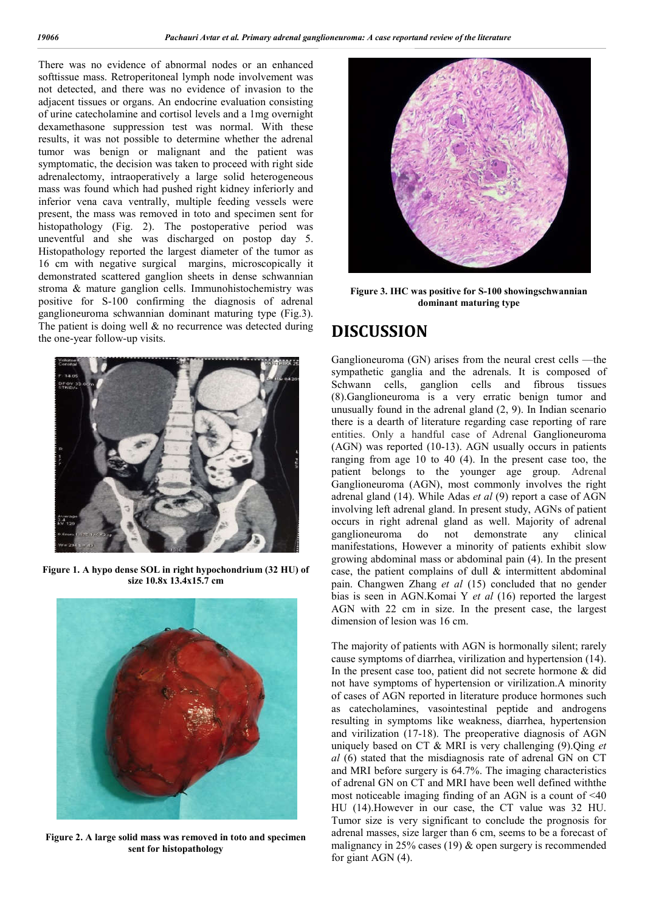There was no evidence of abnormal nodes or an enhanced softtissue mass. Retroperitoneal lymph node involvement was not detected, and there was no evidence of invasion to the adjacent tissues or organs. An endocrine evaluation consisting of urine catecholamine and cortisol levels and a 1mg overnight dexamethasone suppression test was normal. With these results, it was not possible to determine whether the adrenal tumor was benign or malignant and the patient was symptomatic, the decision was taken to proceed with right side adrenalectomy, intraoperatively a large solid heterogeneous mass was found which had pushed right kidney inferiorly and inferior vena cava ventrally, multiple feeding vessels were present, the mass was removed in toto and specimen sent for histopathology (Fig. 2). The postoperative period was uneventful and she was discharged on postop day 5. Histopathology reported the largest diameter of the tumor as 16 cm with negative surgical margins, microscopically it demonstrated scattered ganglion sheets in dense schwannian stroma & mature ganglion cells. Immunohistochemistry was positive for S-100 confirming the diagnosis of adrenal ganglioneuroma schwannian dominant maturing type (Fig.3). The patient is doing well & no recurrence was detected during the one-year follow-up visits.

**Figure 1. A hypo dense SOL in right hypochondrium (32 HU) of size 10.8x 13.4x15.7 cm**

**Figure 2. A large solid mass was removed in toto and specimen sent for histopathology**

**Figure 3. IHC was positive for S-100 showingschwannian dominant maturing type**

# DISCUSSION

Ganglioneuroma (GN) arises from the neural crest cells —the sympathetic ganglia and the adrenals. It is composed of Schwann cells, ganglion cells and fibrous tissues (8).Ganglioneuroma is a very erratic benign tumor and unusually found in the adrenal gland (2, 9). In Indian scenario there is a dearth of literature regarding case reporting of rare entities. Only a handful case of Adrenal Ganglioneuroma (AGN) was reported (10-13). AGN usually occurs in patients ranging from age 10 to 40 (4). In the present case too, the patient belongs to the younger age group. Adrenal Ganglioneuroma (AGN), most commonly involves the right adrenal gland (14). While Adas *et al* (9) report a case of AGN involving left adrenal gland. In present study, AGNs of patient occurs in right adrenal gland as well. Majority of adrenal ganglioneuroma do not demonstrate any clinical manifestations, However a minority of patients exhibit slow growing abdominal mass or abdominal pain (4). In the present case, the patient complains of dull & intermittent abdominal pain. Changwen Zhang *et al* (15) concluded that no gender bias is seen in AGN.Komai Y *et al* (16) reported the largest AGN with 22 cm in size. In the present case, the largest dimension of lesion was 16 cm.

The majority of patients with AGN is hormonally silent; rarely cause symptoms of diarrhea, virilization and hypertension (14). In the present case too, patient did not secrete hormone & did not have symptoms of hypertension or virilization.A minority of cases of AGN reported in literature produce hormones such as catecholamines, vasointestinal peptide and androgens resulting in symptoms like weakness, diarrhea, hypertension and virilization (17-18). The preoperative diagnosis of AGN uniquely based on CT & MRI is very challenging (9).Qing *et al* (6) stated that the misdiagnosis rate of adrenal GN on CT and MRI before surgery is 64.7%. The imaging characteristics of adrenal GN on CT and MRI have been well defined withthe most noticeable imaging finding of an AGN is a count of <40 HU (14).However in our case, the CT value was 32 HU. Tumor size is very significant to conclude the prognosis for adrenal masses, size larger than 6 cm, seems to be a forecast of malignancy in 25% cases (19) & open surgery is recommended for giant AGN (4).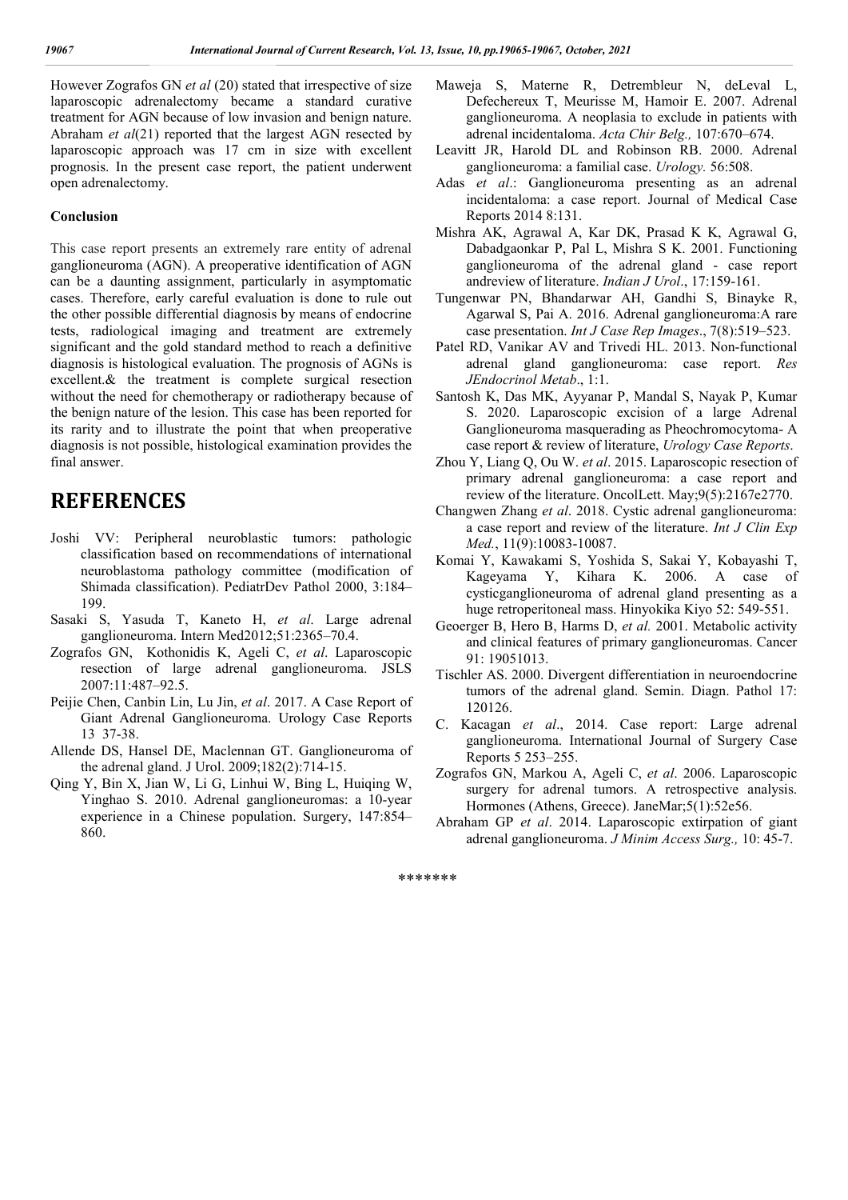However Zografos GN *et al* (20) stated that irrespective of size laparoscopic adrenalectomy became a standard curative treatment for AGN because of low invasion and benign nature. Abraham *et al*(21) reported that the largest AGN resected by laparoscopic approach was 17 cm in size with excellent prognosis. In the present case report, the patient underwent open adrenalectomy.

### Conclusion

This case report presents an extremely rare entity of adrenal ganglioneuroma (AGN). A preoperative identification of AGN can be a daunting assignment, particularly in asymptomatic cases. Therefore, early careful evaluation is done to rule out the other possible differential diagnosis by means of endocrine tests, radiological imaging and treatment are extremely significant and the gold standard method to reach a definitive diagnosis is histological evaluation. The prognosis of AGNs is excellent.& the treatment is complete surgical resection without the need for chemotherapy or radiotherapy because of the benign nature of the lesion. This case has been reported for its rarity and to illustrate the point that when preoperative diagnosis is not possible, histological examination provides the final answer.

# REFERENCES

Joshi VV: Peripheral neuroblastic tumors: pathologic classification based on recommendations of international neuroblastoma pathology committee (modification of Shimada classification). PediatrDev Pathol 2000, 3:184–199.

Sasaki S, Yasuda T, Kaneto H, *et al*. Large adrenal ganglioneuroma. Intern Med2012;51:2365–70.4.

Zografos GN, Kothonidis K, Ageli C, *et al*. Laparoscopic resection of large adrenal ganglioneuroma. JSLS 2007:11:487–92.5.

Peijie Chen, Canbin Lin, Lu Jin, *et al*. 2017. A Case Report of Giant Adrenal Ganglioneuroma. Urology Case Reports 13 37-38.

Allende DS, Hansel DE, Maclennan GT. Ganglioneuroma of the adrenal gland. J Urol. 2009;182(2):714-15.

Qing Y, Bin X, Jian W, Li G, Linhui W, Bing L, Huiqing W, Yinghao S. 2010. Adrenal ganglioneuromas: a 10-year experience in a Chinese population. Surgery, 147:854–860.

Maweja S, Materne R, Detrembleur N, deLeval L, Defechereux T, Meurisse M, Hamoir E. 2007. Adrenal ganglioneuroma. A neoplasia to exclude in patients with adrenal incidentaloma. *Acta Chir Belg.,* 107:670–674.

Leavitt JR, Harold DL and Robinson RB. 2000. Adrenal ganglioneuroma: a familial case. *Urology.* 56:508.

Adas *et al*.: Ganglioneuroma presenting as an adrenal incidentaloma: a case report. Journal of Medical Case Reports 2014 8:131.

Mishra AK, Agrawal A, Kar DK, Prasad K K, Agrawal G, Dabadgaonkar P, Pal L, Mishra S K. 2001. Functioning ganglioneuroma of the adrenal gland - case report andreview of literature. *Indian J Urol*., 17:159-161.

Tungenwar PN, Bhandarwar AH, Gandhi S, Binayke R, Agarwal S, Pai A. 2016. Adrenal ganglioneuroma:A rare case presentation. *Int J Case Rep Images*., 7(8):519–523.

Patel RD, Vanikar AV and Trivedi HL. 2013. Non-functional adrenal gland ganglioneuroma: case report. *Res JEndocrinol Metab*., 1:1.

Santosh K, Das MK, Ayyanar P, Mandal S, Nayak P, Kumar S. 2020. Laparoscopic excision of a large Adrenal Ganglioneuroma masquerading as Pheochromocytoma- A case report & review of literature, *Urology Case Reports*.

Zhou Y, Liang Q, Ou W. *et al*. 2015. Laparoscopic resection of primary adrenal ganglioneuroma: a case report and review of the literature. OncolLett. May;9(5):2167e2770.

Changwen Zhang *et al*. 2018. Cystic adrenal ganglioneuroma: a case report and review of the literature. *Int J Clin Exp Med.*, 11(9):10083-10087.

Komai Y, Kawakami S, Yoshida S, Sakai Y, Kobayashi T, Kageyama Y, Kihara K. 2006. A case of cysticganglioneuroma of adrenal gland presenting as a huge retroperitoneal mass. Hinyokika Kiyo 52: 549-551.

Geoerger B, Hero B, Harms D, *et al.* 2001. Metabolic activity and clinical features of primary ganglioneuromas. Cancer 91: 19051013.

Tischler AS. 2000. Divergent differentiation in neuroendocrine tumors of the adrenal gland. Semin. Diagn. Pathol 17: 120126.

C. Kacagan *et al*., 2014. Case report: Large adrenal ganglioneuroma. International Journal of Surgery Case Reports 5 253–255.

Zografos GN, Markou A, Ageli C, *et al*. 2006. Laparoscopic surgery for adrenal tumors. A retrospective analysis. Hormones (Athens, Greece). JaneMar;5(1):52e56.

Abraham GP *et al*. 2014. Laparoscopic extirpation of giant adrenal ganglioneuroma. *J Minim Access Surg.,* 10: 45-7.

*******